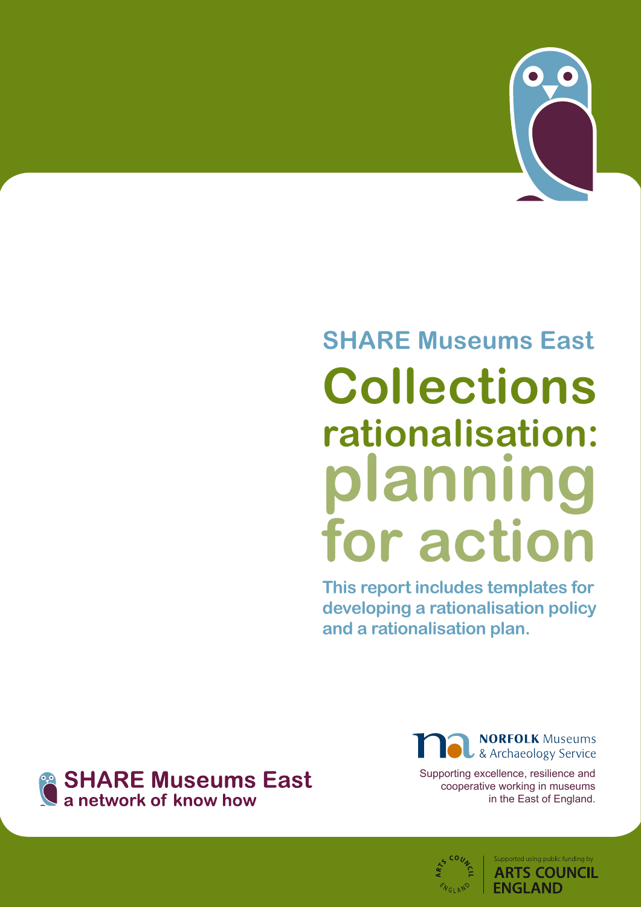# SHARE Museums East

# Collections rationalisation: planning for action

**This report includes templates for developing a rationalisation policy and a rationalisation plan.**

**SHARE Museums East**
a network of know how

**NORFOLK** Museums & Archaeology Service

Supporting excellence, resilience and cooperative working in museums in the East of England.

Supported using public funding by ARTS COUNCIL ENGLAND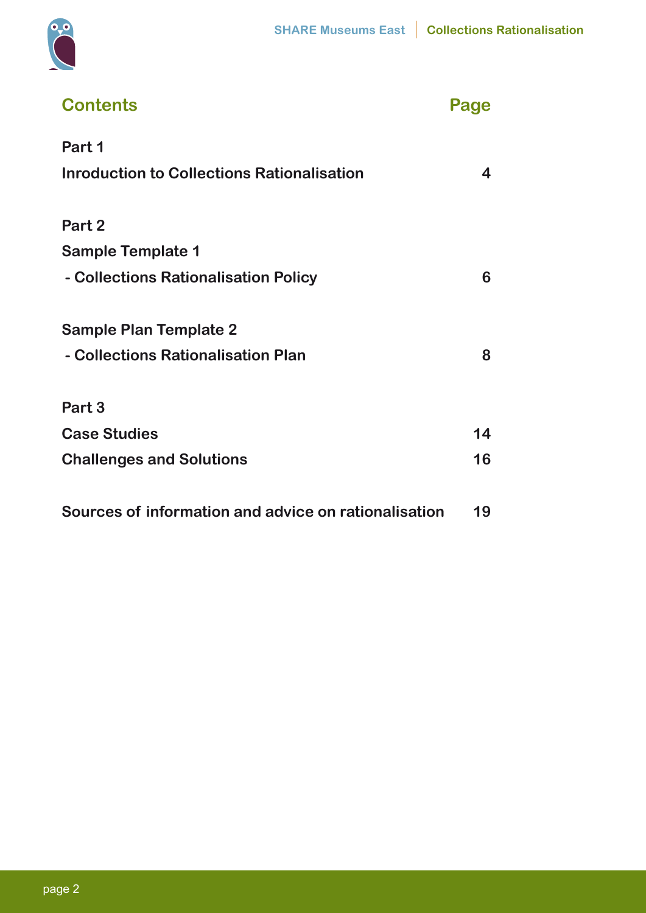## Contents

| Contents | Page |
|---|---|
| **Part 1** | |
| **Inroduction to Collections Rationalisation** | **4** |
| **Part 2** | |
| **Sample Template 1** | |
| **- Collections Rationalisation Policy** | **6** |
| **Sample Plan Template 2** | |
| **- Collections Rationalisation Plan** | **8** |
| **Part 3** | |
| **Case Studies** | **14** |
| **Challenges and Solutions** | **16** |
| **Sources of information and advice on rationalisation** | **19** |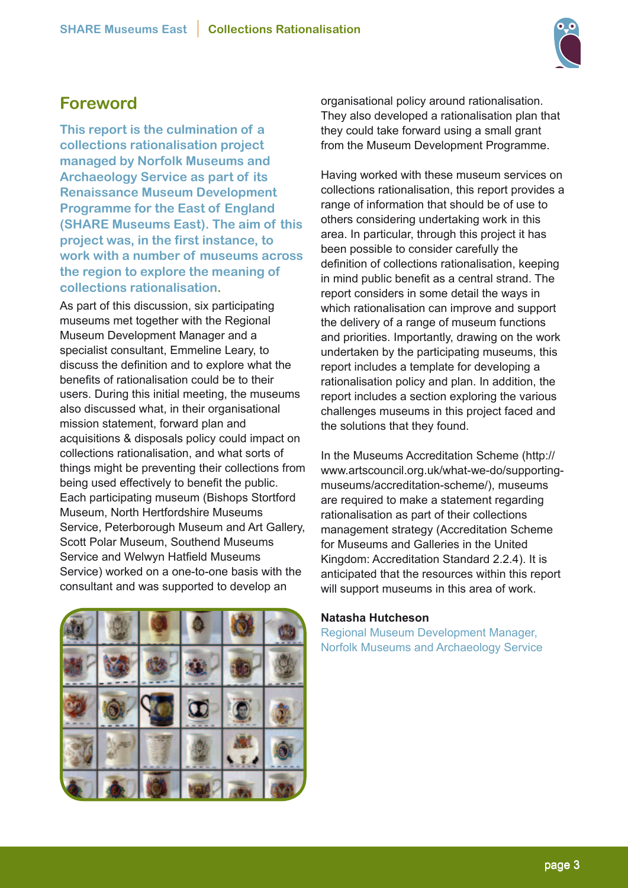## Foreword

**This report is the culmination of a collections rationalisation project managed by Norfolk Museums and Archaeology Service as part of its Renaissance Museum Development Programme for the East of England (SHARE Museums East). The aim of this project was, in the first instance, to work with a number of museums across the region to explore the meaning of collections rationalisation.**

As part of this discussion, six participating museums met together with the Regional Museum Development Manager and a specialist consultant, Emmeline Leary, to discuss the definition and to explore what the benefits of rationalisation could be to their users. During this initial meeting, the museums also discussed what, in their organisational mission statement, forward plan and acquisitions & disposals policy could impact on collections rationalisation, and what sorts of things might be preventing their collections from being used effectively to benefit the public. Each participating museum (Bishops Stortford Museum, North Hertfordshire Museums Service, Peterborough Museum and Art Gallery, Scott Polar Museum, Southend Museums Service and Welwyn Hatfield Museums Service) worked on a one-to-one basis with the consultant and was supported to develop an organisational policy around rationalisation. They also developed a rationalisation plan that they could take forward using a small grant from the Museum Development Programme.

Having worked with these museum services on collections rationalisation, this report provides a range of information that should be of use to others considering undertaking work in this area. In particular, through this project it has been possible to consider carefully the definition of collections rationalisation, keeping in mind public benefit as a central strand. The report considers in some detail the ways in which rationalisation can improve and support the delivery of a range of museum functions and priorities. Importantly, drawing on the work undertaken by the participating museums, this report includes a template for developing a rationalisation policy and plan. In addition, the report includes a section exploring the various challenges museums in this project faced and the solutions that they found.

In the Museums Accreditation Scheme (http://www.artscouncil.org.uk/what-we-do/supporting-museums/accreditation-scheme/), museums are required to make a statement regarding rationalisation as part of their collections management strategy (Accreditation Scheme for Museums and Galleries in the United Kingdom: Accreditation Standard 2.2.4). It is anticipated that the resources within this report will support museums in this area of work.

**Natasha Hutcheson**
Regional Museum Development Manager,
Norfolk Museums and Archaeology Service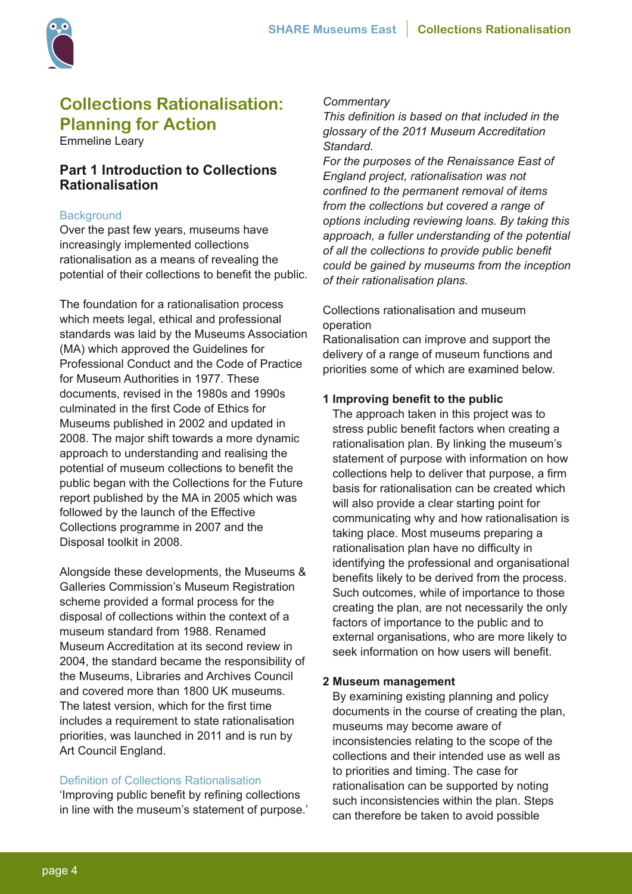# Collections Rationalisation: Planning for Action

Emmeline Leary

## Part 1 Introduction to Collections Rationalisation

### Background

Over the past few years, museums have increasingly implemented collections rationalisation as a means of revealing the potential of their collections to benefit the public.

The foundation for a rationalisation process which meets legal, ethical and professional standards was laid by the Museums Association (MA) which approved the Guidelines for Professional Conduct and the Code of Practice for Museum Authorities in 1977. These documents, revised in the 1980s and 1990s culminated in the first Code of Ethics for Museums published in 2002 and updated in 2008. The major shift towards a more dynamic approach to understanding and realising the potential of museum collections to benefit the public began with the Collections for the Future report published by the MA in 2005 which was followed by the launch of the Effective Collections programme in 2007 and the Disposal toolkit in 2008.

Alongside these developments, the Museums & Galleries Commission's Museum Registration scheme provided a formal process for the disposal of collections within the context of a museum standard from 1988. Renamed Museum Accreditation at its second review in 2004, the standard became the responsibility of the Museums, Libraries and Archives Council and covered more than 1800 UK museums. The latest version, which for the first time includes a requirement to state rationalisation priorities, was launched in 2011 and is run by Art Council England.

### Definition of Collections Rationalisation

'Improving public benefit by refining collections in line with the museum's statement of purpose.'

*Commentary*

*This definition is based on that included in the glossary of the 2011 Museum Accreditation Standard.*

*For the purposes of the Renaissance East of England project, rationalisation was not confined to the permanent removal of items from the collections but covered a range of options including reviewing loans. By taking this approach, a fuller understanding of the potential of all the collections to provide public benefit could be gained by museums from the inception of their rationalisation plans.*

Collections rationalisation and museum operation

Rationalisation can improve and support the delivery of a range of museum functions and priorities some of which are examined below.

**1 Improving benefit to the public**

The approach taken in this project was to stress public benefit factors when creating a rationalisation plan. By linking the museum's statement of purpose with information on how collections help to deliver that purpose, a firm basis for rationalisation can be created which will also provide a clear starting point for communicating why and how rationalisation is taking place. Most museums preparing a rationalisation plan have no difficulty in identifying the professional and organisational benefits likely to be derived from the process. Such outcomes, while of importance to those creating the plan, are not necessarily the only factors of importance to the public and to external organisations, who are more likely to seek information on how users will benefit.

**2 Museum management**

By examining existing planning and policy documents in the course of creating the plan, museums may become aware of inconsistencies relating to the scope of the collections and their intended use as well as to priorities and timing. The case for rationalisation can be supported by noting such inconsistencies within the plan. Steps can therefore be taken to avoid possible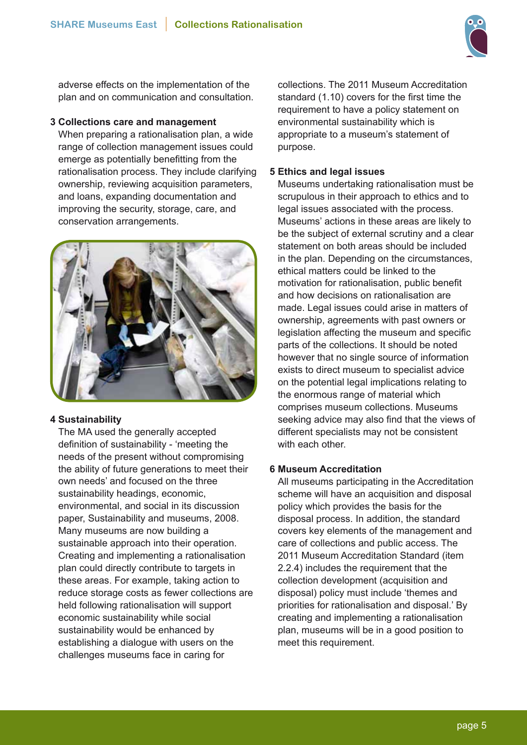adverse effects on the implementation of the plan and on communication and consultation.

**3 Collections care and management**

When preparing a rationalisation plan, a wide range of collection management issues could emerge as potentially benefitting from the rationalisation process. They include clarifying ownership, reviewing acquisition parameters, and loans, expanding documentation and improving the security, storage, care, and conservation arrangements.

**4 Sustainability**

The MA used the generally accepted definition of sustainability - 'meeting the needs of the present without compromising the ability of future generations to meet their own needs' and focused on the three sustainability headings, economic, environmental, and social in its discussion paper, Sustainability and museums, 2008. Many museums are now building a sustainable approach into their operation. Creating and implementing a rationalisation plan could directly contribute to targets in these areas. For example, taking action to reduce storage costs as fewer collections are held following rationalisation will support economic sustainability while social sustainability would be enhanced by establishing a dialogue with users on the challenges museums face in caring for collections. The 2011 Museum Accreditation standard (1.10) covers for the first time the requirement to have a policy statement on environmental sustainability which is appropriate to a museum's statement of purpose.

**5 Ethics and legal issues**

Museums undertaking rationalisation must be scrupulous in their approach to ethics and to legal issues associated with the process. Museums' actions in these areas are likely to be the subject of external scrutiny and a clear statement on both areas should be included in the plan. Depending on the circumstances, ethical matters could be linked to the motivation for rationalisation, public benefit and how decisions on rationalisation are made. Legal issues could arise in matters of ownership, agreements with past owners or legislation affecting the museum and specific parts of the collections. It should be noted however that no single source of information exists to direct museum to specialist advice on the potential legal implications relating to the enormous range of material which comprises museum collections. Museums seeking advice may also find that the views of different specialists may not be consistent with each other.

**6 Museum Accreditation**

All museums participating in the Accreditation scheme will have an acquisition and disposal policy which provides the basis for the disposal process. In addition, the standard covers key elements of the management and care of collections and public access. The 2011 Museum Accreditation Standard (item 2.2.4) includes the requirement that the collection development (acquisition and disposal) policy must include 'themes and priorities for rationalisation and disposal.' By creating and implementing a rationalisation plan, museums will be in a good position to meet this requirement.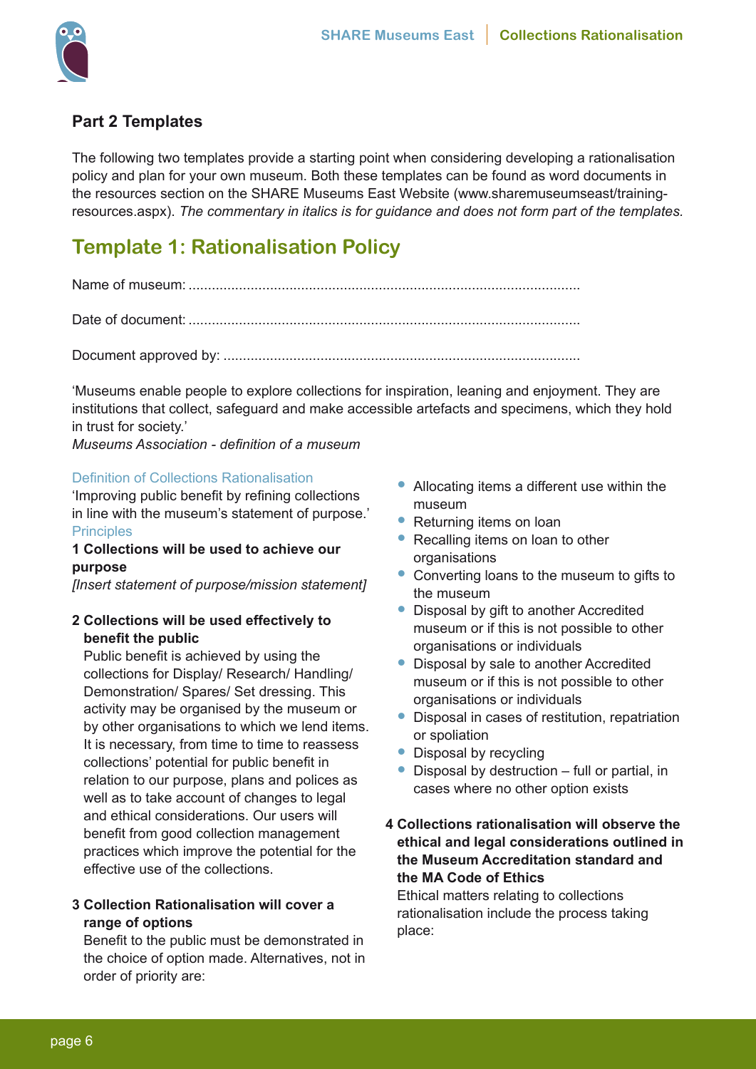## Part 2 Templates

The following two templates provide a starting point when considering developing a rationalisation policy and plan for your own museum. Both these templates can be found as word documents in the resources section on the SHARE Museums East Website (www.sharemuseumseast/training-resources.aspx). *The commentary in italics is for guidance and does not form part of the templates.*

# Template 1: Rationalisation Policy

Name of museum: ....................................................................................................

Date of document: ....................................................................................................

Document approved by: ...........................................................................................

'Museums enable people to explore collections for inspiration, leaning and enjoyment. They are institutions that collect, safeguard and make accessible artefacts and specimens, which they hold in trust for society.'
*Museums Association - definition of a museum*

### Definition of Collections Rationalisation

'Improving public benefit by refining collections in line with the museum's statement of purpose.'

### Principles

**1 Collections will be used to achieve our purpose**

*[Insert statement of purpose/mission statement]*

**2 Collections will be used effectively to benefit the public**

Public benefit is achieved by using the collections for Display/ Research/ Handling/ Demonstration/ Spares/ Set dressing. This activity may be organised by the museum or by other organisations to which we lend items. It is necessary, from time to time to reassess collections' potential for public benefit in relation to our purpose, plans and polices as well as to take account of changes to legal and ethical considerations. Our users will benefit from good collection management practices which improve the potential for the effective use of the collections.

**3 Collection Rationalisation will cover a range of options**

Benefit to the public must be demonstrated in the choice of option made. Alternatives, not in order of priority are:

- Allocating items a different use within the museum
- Returning items on loan
- Recalling items on loan to other organisations
- Converting loans to the museum to gifts to the museum
- Disposal by gift to another Accredited museum or if this is not possible to other organisations or individuals
- Disposal by sale to another Accredited museum or if this is not possible to other organisations or individuals
- Disposal in cases of restitution, repatriation or spoliation
- Disposal by recycling
- Disposal by destruction – full or partial, in cases where no other option exists

**4 Collections rationalisation will observe the ethical and legal considerations outlined in the Museum Accreditation standard and the MA Code of Ethics**

Ethical matters relating to collections rationalisation include the process taking place: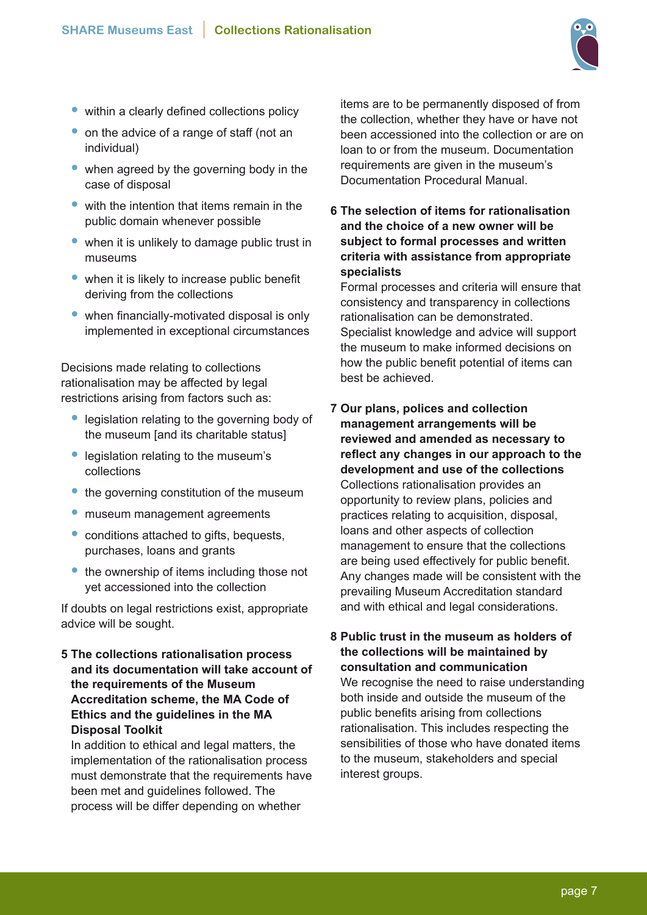- within a clearly defined collections policy
- on the advice of a range of staff (not an individual)
- when agreed by the governing body in the case of disposal
- with the intention that items remain in the public domain whenever possible
- when it is unlikely to damage public trust in museums
- when it is likely to increase public benefit deriving from the collections
- when financially-motivated disposal is only implemented in exceptional circumstances

Decisions made relating to collections rationalisation may be affected by legal restrictions arising from factors such as:

- legislation relating to the governing body of the museum [and its charitable status]
- legislation relating to the museum's collections
- the governing constitution of the museum
- museum management agreements
- conditions attached to gifts, bequests, purchases, loans and grants
- the ownership of items including those not yet accessioned into the collection

If doubts on legal restrictions exist, appropriate advice will be sought.

**5 The collections rationalisation process and its documentation will take account of the requirements of the Museum Accreditation scheme, the MA Code of Ethics and the guidelines in the MA Disposal Toolkit**

In addition to ethical and legal matters, the implementation of the rationalisation process must demonstrate that the requirements have been met and guidelines followed. The process will be differ depending on whether items are to be permanently disposed of from the collection, whether they have or have not been accessioned into the collection or are on loan to or from the museum. Documentation requirements are given in the museum's Documentation Procedural Manual.

**6 The selection of items for rationalisation and the choice of a new owner will be subject to formal processes and written criteria with assistance from appropriate specialists**

Formal processes and criteria will ensure that consistency and transparency in collections rationalisation can be demonstrated. Specialist knowledge and advice will support the museum to make informed decisions on how the public benefit potential of items can best be achieved.

**7 Our plans, polices and collection management arrangements will be reviewed and amended as necessary to reflect any changes in our approach to the development and use of the collections**

Collections rationalisation provides an opportunity to review plans, policies and practices relating to acquisition, disposal, loans and other aspects of collection management to ensure that the collections are being used effectively for public benefit. Any changes made will be consistent with the prevailing Museum Accreditation standard and with ethical and legal considerations.

**8 Public trust in the museum as holders of the collections will be maintained by consultation and communication**

We recognise the need to raise understanding both inside and outside the museum of the public benefits arising from collections rationalisation. This includes respecting the sensibilities of those who have donated items to the museum, stakeholders and special interest groups.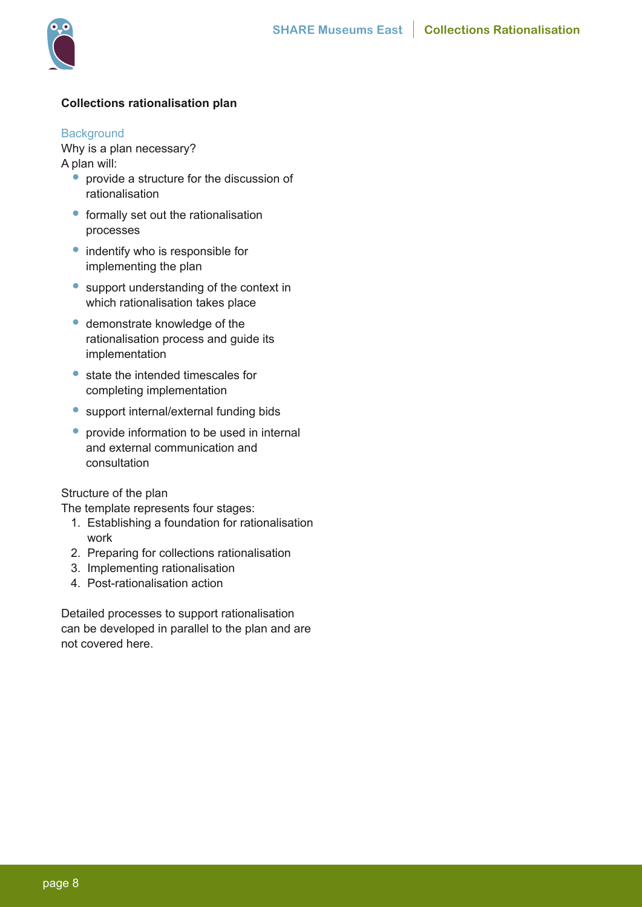**Collections rationalisation plan**

## Background

Why is a plan necessary?

A plan will:

- provide a structure for the discussion of rationalisation
- formally set out the rationalisation processes
- indentify who is responsible for implementing the plan
- support understanding of the context in which rationalisation takes place
- demonstrate knowledge of the rationalisation process and guide its implementation
- state the intended timescales for completing implementation
- support internal/external funding bids
- provide information to be used in internal and external communication and consultation

Structure of the plan

The template represents four stages:

1. Establishing a foundation for rationalisation work
2. Preparing for collections rationalisation
3. Implementing rationalisation
4. Post-rationalisation action

Detailed processes to support rationalisation can be developed in parallel to the plan and are not covered here.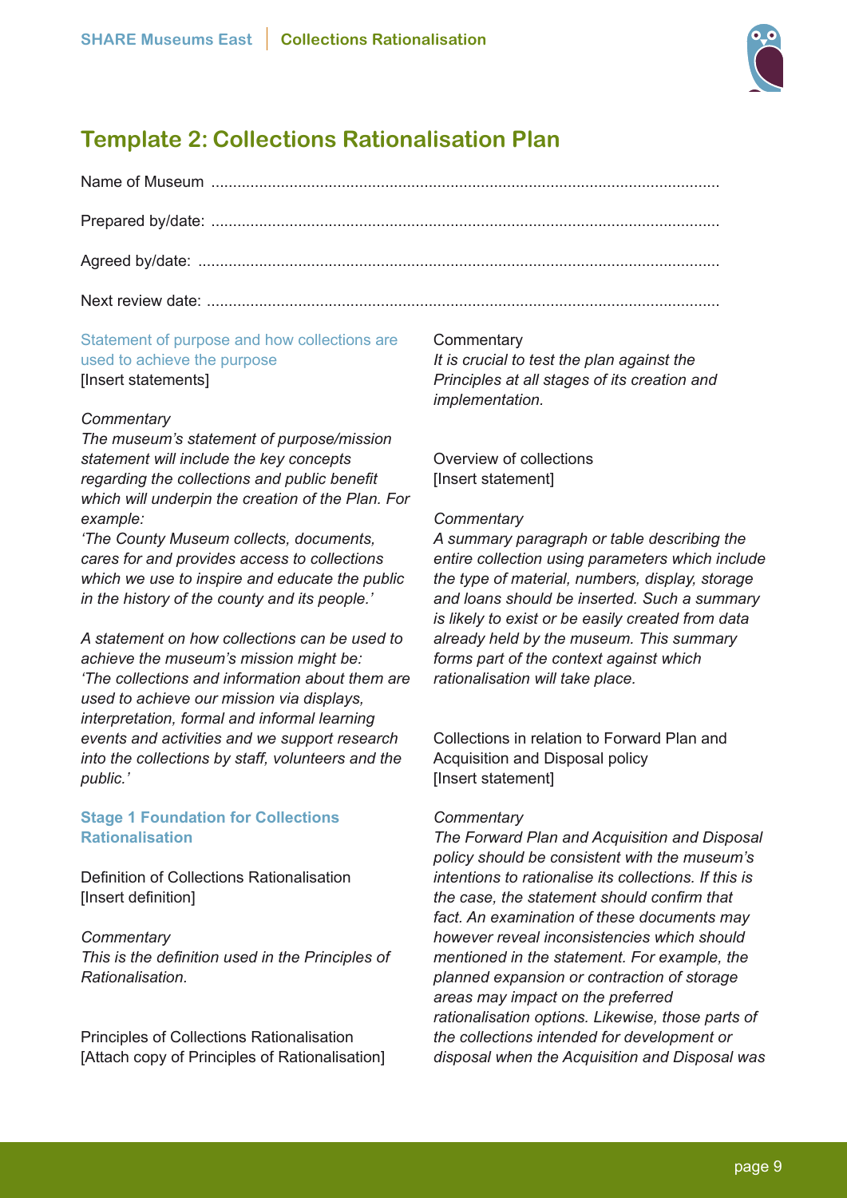## Template 2: Collections Rationalisation Plan

Name of Museum ....................................................................................................................

Prepared by/date: ....................................................................................................................

Agreed by/date: .......................................................................................................................

Next review date: .....................................................................................................................

Statement of purpose and how collections are used to achieve the purpose
[Insert statements]

*Commentary*
*The museum's statement of purpose/mission statement will include the key concepts regarding the collections and public benefit which will underpin the creation of the Plan. For example:*
*'The County Museum collects, documents, cares for and provides access to collections which we use to inspire and educate the public in the history of the county and its people.'*

*A statement on how collections can be used to achieve the museum's mission might be:*
*'The collections and information about them are used to achieve our mission via displays, interpretation, formal and informal learning events and activities and we support research into the collections by staff, volunteers and the public.'*

### Stage 1 Foundation for Collections Rationalisation

Definition of Collections Rationalisation
[Insert definition]

*Commentary*
*This is the definition used in the Principles of Rationalisation.*

Principles of Collections Rationalisation
[Attach copy of Principles of Rationalisation]

Commentary
*It is crucial to test the plan against the Principles at all stages of its creation and implementation.*

Overview of collections
[Insert statement]

*Commentary*
*A summary paragraph or table describing the entire collection using parameters which include the type of material, numbers, display, storage and loans should be inserted. Such a summary is likely to exist or be easily created from data already held by the museum. This summary forms part of the context against which rationalisation will take place.*

Collections in relation to Forward Plan and Acquisition and Disposal policy
[Insert statement]

*Commentary*
*The Forward Plan and Acquisition and Disposal policy should be consistent with the museum's intentions to rationalise its collections. If this is the case, the statement should confirm that fact. An examination of these documents may however reveal inconsistencies which should mentioned in the statement. For example, the planned expansion or contraction of storage areas may impact on the preferred rationalisation options. Likewise, those parts of the collections intended for development or disposal when the Acquisition and Disposal was*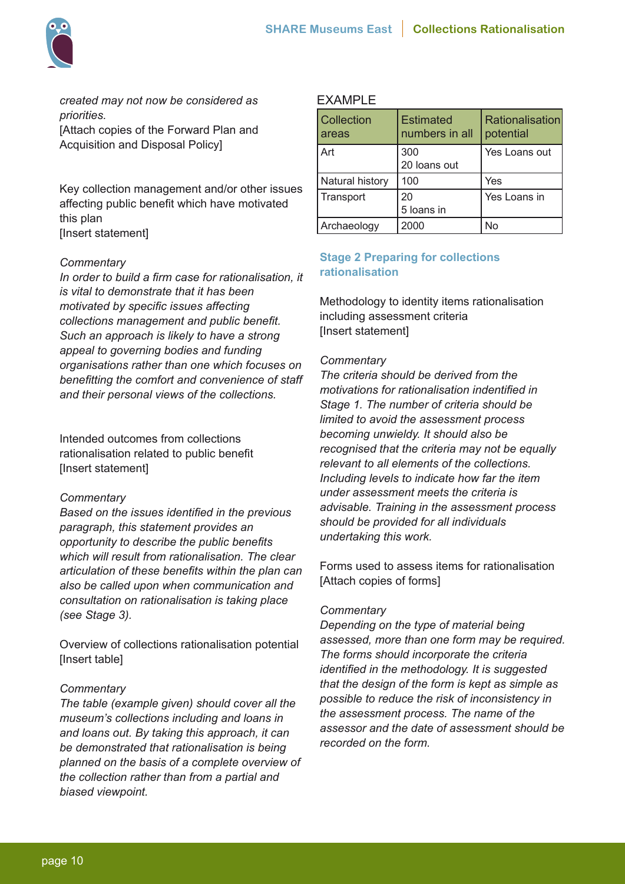*created may not now be considered as priorities.*
[Attach copies of the Forward Plan and Acquisition and Disposal Policy]

Key collection management and/or other issues affecting public benefit which have motivated this plan
[Insert statement]

*Commentary*
*In order to build a firm case for rationalisation, it is vital to demonstrate that it has been motivated by specific issues affecting collections management and public benefit. Such an approach is likely to have a strong appeal to governing bodies and funding organisations rather than one which focuses on benefitting the comfort and convenience of staff and their personal views of the collections.*

Intended outcomes from collections rationalisation related to public benefit
[Insert statement]

*Commentary*
*Based on the issues identified in the previous paragraph, this statement provides an opportunity to describe the public benefits which will result from rationalisation. The clear articulation of these benefits within the plan can also be called upon when communication and consultation on rationalisation is taking place (see Stage 3).*

Overview of collections rationalisation potential
[Insert table]

*Commentary*
*The table (example given) should cover all the museum's collections including and loans in and loans out. By taking this approach, it can be demonstrated that rationalisation is being planned on the basis of a complete overview of the collection rather than from a partial and biased viewpoint.*

EXAMPLE

| Collection areas | Estimated numbers in all | Rationalisation potential |
|---|---|---|
| Art | 300<br>20 loans out | Yes Loans out |
| Natural history | 100 | Yes |
| Transport | 20<br>5 loans in | Yes Loans in |
| Archaeology | 2000 | No |

### Stage 2 Preparing for collections rationalisation

Methodology to identity items rationalisation including assessment criteria
[Insert statement]

*Commentary*
*The criteria should be derived from the motivations for rationalisation indentified in Stage 1. The number of criteria should be limited to avoid the assessment process becoming unwieldy. It should also be recognised that the criteria may not be equally relevant to all elements of the collections. Including levels to indicate how far the item under assessment meets the criteria is advisable. Training in the assessment process should be provided for all individuals undertaking this work.*

Forms used to assess items for rationalisation
[Attach copies of forms]

*Commentary*
*Depending on the type of material being assessed, more than one form may be required. The forms should incorporate the criteria identified in the methodology. It is suggested that the design of the form is kept as simple as possible to reduce the risk of inconsistency in the assessment process. The name of the assessor and the date of assessment should be recorded on the form.*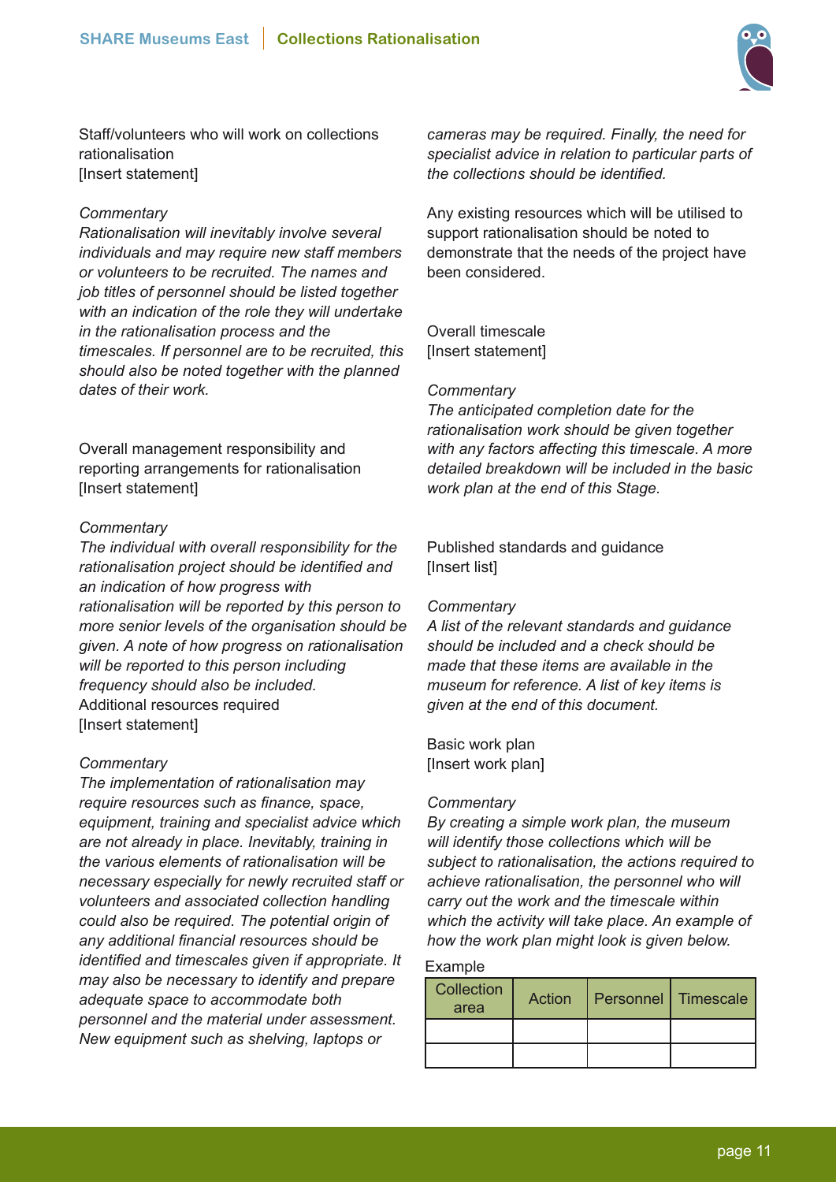Staff/volunteers who will work on collections rationalisation
[Insert statement]

*Commentary*
*Rationalisation will inevitably involve several individuals and may require new staff members or volunteers to be recruited. The names and job titles of personnel should be listed together with an indication of the role they will undertake in the rationalisation process and the timescales. If personnel are to be recruited, this should also be noted together with the planned dates of their work.*

Overall management responsibility and reporting arrangements for rationalisation
[Insert statement]

*Commentary*
*The individual with overall responsibility for the rationalisation project should be identified and an indication of how progress with rationalisation will be reported by this person to more senior levels of the organisation should be given. A note of how progress on rationalisation will be reported to this person including frequency should also be included.*

Additional resources required
[Insert statement]

*Commentary*
*The implementation of rationalisation may require resources such as finance, space, equipment, training and specialist advice which are not already in place. Inevitably, training in the various elements of rationalisation will be necessary especially for newly recruited staff or volunteers and associated collection handling could also be required. The potential origin of any additional financial resources should be identified and timescales given if appropriate. It may also be necessary to identify and prepare adequate space to accommodate both personnel and the material under assessment. New equipment such as shelving, laptops or cameras may be required. Finally, the need for specialist advice in relation to particular parts of the collections should be identified.*

Any existing resources which will be utilised to support rationalisation should be noted to demonstrate that the needs of the project have been considered.

Overall timescale
[Insert statement]

*Commentary*
*The anticipated completion date for the rationalisation work should be given together with any factors affecting this timescale. A more detailed breakdown will be included in the basic work plan at the end of this Stage.*

Published standards and guidance
[Insert list]

*Commentary*
*A list of the relevant standards and guidance should be included and a check should be made that these items are available in the museum for reference. A list of key items is given at the end of this document.*

Basic work plan
[Insert work plan]

*Commentary*
*By creating a simple work plan, the museum will identify those collections which will be subject to rationalisation, the actions required to achieve rationalisation, the personnel who will carry out the work and the timescale within which the activity will take place. An example of how the work plan might look is given below.*

Example

| Collection area | Action | Personnel | Timescale |
|---|---|---|---|
| | | | |
| | | | |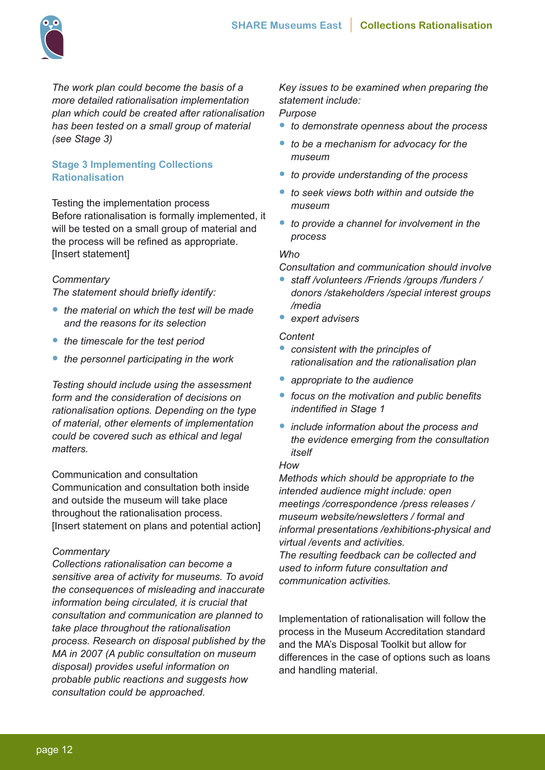*The work plan could become the basis of a more detailed rationalisation implementation plan which could be created after rationalisation has been tested on a small group of material (see Stage 3)*

## Stage 3 Implementing Collections Rationalisation

Testing the implementation process
Before rationalisation is formally implemented, it will be tested on a small group of material and the process will be refined as appropriate.
[Insert statement]

*Commentary*
*The statement should briefly identify:*

- *the material on which the test will be made and the reasons for its selection*
- *the timescale for the test period*
- *the personnel participating in the work*

*Testing should include using the assessment form and the consideration of decisions on rationalisation options. Depending on the type of material, other elements of implementation could be covered such as ethical and legal matters.*

Communication and consultation
Communication and consultation both inside and outside the museum will take place throughout the rationalisation process.
[Insert statement on plans and potential action]

*Commentary*
*Collections rationalisation can become a sensitive area of activity for museums. To avoid the consequences of misleading and inaccurate information being circulated, it is crucial that consultation and communication are planned to take place throughout the rationalisation process. Research on disposal published by the MA in 2007 (A public consultation on museum disposal) provides useful information on probable public reactions and suggests how consultation could be approached.*

*Key issues to be examined when preparing the statement include:*
*Purpose*

- *to demonstrate openness about the process*
- *to be a mechanism for advocacy for the museum*
- *to provide understanding of the process*
- *to seek views both within and outside the museum*
- *to provide a channel for involvement in the process*

*Who*
*Consultation and communication should involve*

- *staff /volunteers /Friends /groups /funders / donors /stakeholders /special interest groups /media*
- *expert advisers*

*Content*

- *consistent with the principles of rationalisation and the rationalisation plan*
- *appropriate to the audience*
- *focus on the motivation and public benefits indentified in Stage 1*
- *include information about the process and the evidence emerging from the consultation itself*

*How*
*Methods which should be appropriate to the intended audience might include: open meetings /correspondence /press releases / museum website/newsletters / formal and informal presentations /exhibitions-physical and virtual /events and activities.*
*The resulting feedback can be collected and used to inform future consultation and communication activities.*

Implementation of rationalisation will follow the process in the Museum Accreditation standard and the MA's Disposal Toolkit but allow for differences in the case of options such as loans and handling material.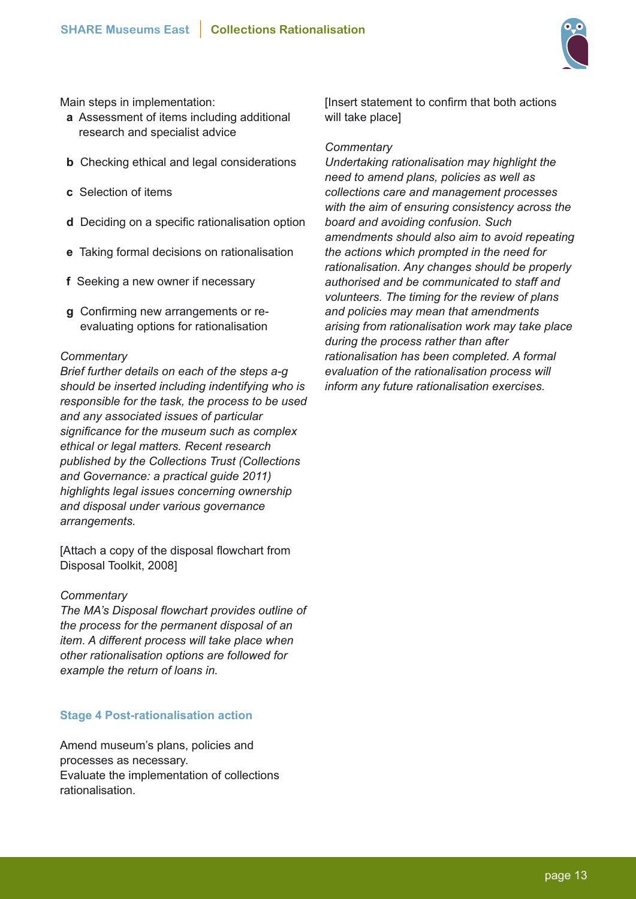Main steps in implementation:

- **a** Assessment of items including additional research and specialist advice
- **b** Checking ethical and legal considerations
- **c** Selection of items
- **d** Deciding on a specific rationalisation option
- **e** Taking formal decisions on rationalisation
- **f** Seeking a new owner if necessary
- **g** Confirming new arrangements or re-evaluating options for rationalisation

*Commentary*
*Brief further details on each of the steps a-g should be inserted including indentifying who is responsible for the task, the process to be used and any associated issues of particular significance for the museum such as complex ethical or legal matters. Recent research published by the Collections Trust (Collections and Governance: a practical guide 2011) highlights legal issues concerning ownership and disposal under various governance arrangements.*

[Attach a copy of the disposal flowchart from Disposal Toolkit, 2008]

*Commentary*
*The MA's Disposal flowchart provides outline of the process for the permanent disposal of an item. A different process will take place when other rationalisation options are followed for example the return of loans in.*

### Stage 4 Post-rationalisation action

Amend museum's plans, policies and processes as necessary.
Evaluate the implementation of collections rationalisation.

[Insert statement to confirm that both actions will take place]

*Commentary*
*Undertaking rationalisation may highlight the need to amend plans, policies as well as collections care and management processes with the aim of ensuring consistency across the board and avoiding confusion. Such amendments should also aim to avoid repeating the actions which prompted in the need for rationalisation. Any changes should be properly authorised and be communicated to staff and volunteers. The timing for the review of plans and policies may mean that amendments arising from rationalisation work may take place during the process rather than after rationalisation has been completed. A formal evaluation of the rationalisation process will inform any future rationalisation exercises.*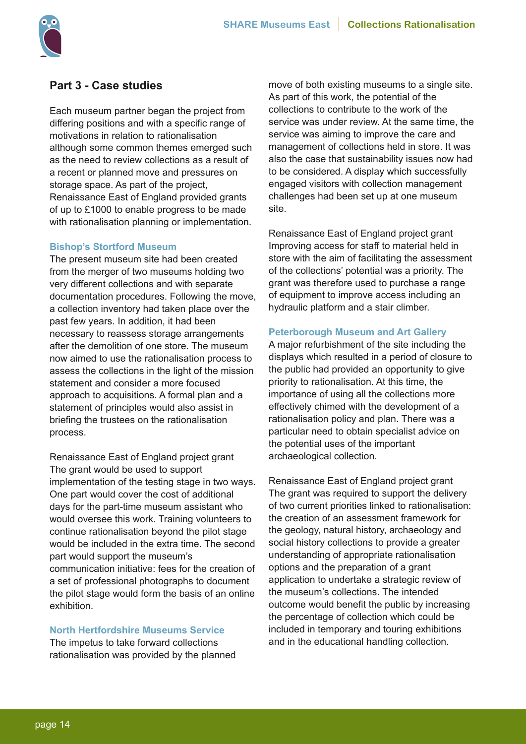## Part 3 - Case studies

Each museum partner began the project from differing positions and with a specific range of motivations in relation to rationalisation although some common themes emerged such as the need to review collections as a result of a recent or planned move and pressures on storage space. As part of the project, Renaissance East of England provided grants of up to £1000 to enable progress to be made with rationalisation planning or implementation.

### Bishop's Stortford Museum

The present museum site had been created from the merger of two museums holding two very different collections and with separate documentation procedures. Following the move, a collection inventory had taken place over the past few years. In addition, it had been necessary to reassess storage arrangements after the demolition of one store. The museum now aimed to use the rationalisation process to assess the collections in the light of the mission statement and consider a more focused approach to acquisitions. A formal plan and a statement of principles would also assist in briefing the trustees on the rationalisation process.

Renaissance East of England project grant
The grant would be used to support implementation of the testing stage in two ways. One part would cover the cost of additional days for the part-time museum assistant who would oversee this work. Training volunteers to continue rationalisation beyond the pilot stage would be included in the extra time. The second part would support the museum's communication initiative: fees for the creation of a set of professional photographs to document the pilot stage would form the basis of an online exhibition.

### North Hertfordshire Museums Service

The impetus to take forward collections rationalisation was provided by the planned move of both existing museums to a single site. As part of this work, the potential of the collections to contribute to the work of the service was under review. At the same time, the service was aiming to improve the care and management of collections held in store. It was also the case that sustainability issues now had to be considered. A display which successfully engaged visitors with collection management challenges had been set up at one museum site.

Renaissance East of England project grant
Improving access for staff to material held in store with the aim of facilitating the assessment of the collections' potential was a priority. The grant was therefore used to purchase a range of equipment to improve access including an hydraulic platform and a stair climber.

### Peterborough Museum and Art Gallery

A major refurbishment of the site including the displays which resulted in a period of closure to the public had provided an opportunity to give priority to rationalisation. At this time, the importance of using all the collections more effectively chimed with the development of a rationalisation policy and plan. There was a particular need to obtain specialist advice on the potential uses of the important archaeological collection.

Renaissance East of England project grant
The grant was required to support the delivery of two current priorities linked to rationalisation: the creation of an assessment framework for the geology, natural history, archaeology and social history collections to provide a greater understanding of appropriate rationalisation options and the preparation of a grant application to undertake a strategic review of the museum's collections. The intended outcome would benefit the public by increasing the percentage of collection which could be included in temporary and touring exhibitions and in the educational handling collection.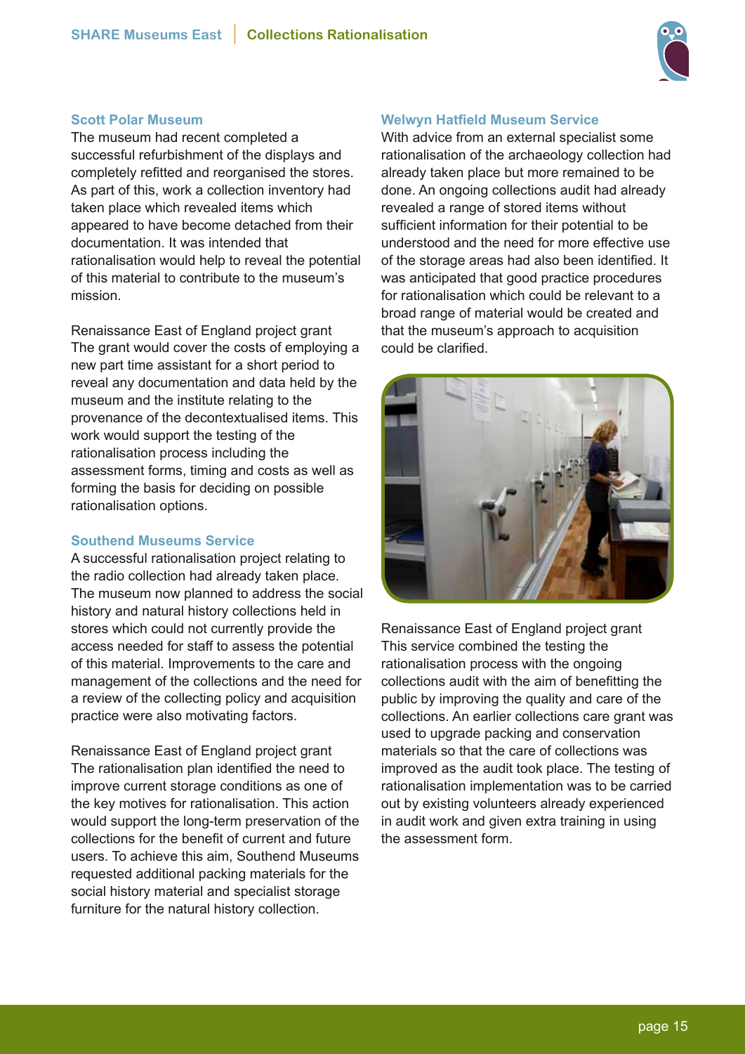### Scott Polar Museum

The museum had recent completed a successful refurbishment of the displays and completely refitted and reorganised the stores. As part of this, work a collection inventory had taken place which revealed items which appeared to have become detached from their documentation. It was intended that rationalisation would help to reveal the potential of this material to contribute to the museum's mission.

Renaissance East of England project grant
The grant would cover the costs of employing a new part time assistant for a short period to reveal any documentation and data held by the museum and the institute relating to the provenance of the decontextualised items. This work would support the testing of the rationalisation process including the assessment forms, timing and costs as well as forming the basis for deciding on possible rationalisation options.

### Southend Museums Service

A successful rationalisation project relating to the radio collection had already taken place. The museum now planned to address the social history and natural history collections held in stores which could not currently provide the access needed for staff to assess the potential of this material. Improvements to the care and management of the collections and the need for a review of the collecting policy and acquisition practice were also motivating factors.

Renaissance East of England project grant
The rationalisation plan identified the need to improve current storage conditions as one of the key motives for rationalisation. This action would support the long-term preservation of the collections for the benefit of current and future users. To achieve this aim, Southend Museums requested additional packing materials for the social history material and specialist storage furniture for the natural history collection.

### Welwyn Hatfield Museum Service

With advice from an external specialist some rationalisation of the archaeology collection had already taken place but more remained to be done. An ongoing collections audit had already revealed a range of stored items without sufficient information for their potential to be understood and the need for more effective use of the storage areas had also been identified. It was anticipated that good practice procedures for rationalisation which could be relevant to a broad range of material would be created and that the museum's approach to acquisition could be clarified.

Renaissance East of England project grant
This service combined the testing the rationalisation process with the ongoing collections audit with the aim of benefitting the public by improving the quality and care of the collections. An earlier collections care grant was used to upgrade packing and conservation materials so that the care of collections was improved as the audit took place. The testing of rationalisation implementation was to be carried out by existing volunteers already experienced in audit work and given extra training in using the assessment form.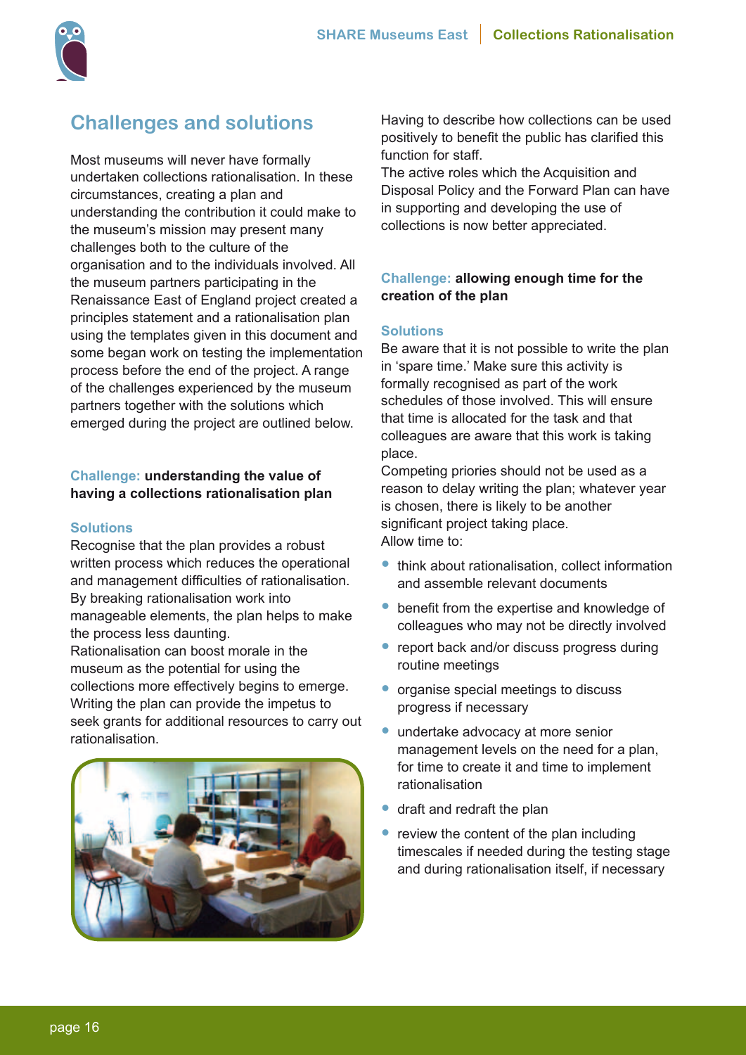## Challenges and solutions

Most museums will never have formally undertaken collections rationalisation. In these circumstances, creating a plan and understanding the contribution it could make to the museum's mission may present many challenges both to the culture of the organisation and to the individuals involved. All the museum partners participating in the Renaissance East of England project created a principles statement and a rationalisation plan using the templates given in this document and some began work on testing the implementation process before the end of the project. A range of the challenges experienced by the museum partners together with the solutions which emerged during the project are outlined below.

### Challenge: **understanding the value of having a collections rationalisation plan**

#### Solutions

Recognise that the plan provides a robust written process which reduces the operational and management difficulties of rationalisation. By breaking rationalisation work into manageable elements, the plan helps to make the process less daunting.

Rationalisation can boost morale in the museum as the potential for using the collections more effectively begins to emerge. Writing the plan can provide the impetus to seek grants for additional resources to carry out rationalisation.

Having to describe how collections can be used positively to benefit the public has clarified this function for staff.

The active roles which the Acquisition and Disposal Policy and the Forward Plan can have in supporting and developing the use of collections is now better appreciated.

### Challenge: **allowing enough time for the creation of the plan**

#### Solutions

Be aware that it is not possible to write the plan in 'spare time.' Make sure this activity is formally recognised as part of the work schedules of those involved. This will ensure that time is allocated for the task and that colleagues are aware that this work is taking place.

Competing priories should not be used as a reason to delay writing the plan; whatever year is chosen, there is likely to be another significant project taking place.

Allow time to:

- think about rationalisation, collect information and assemble relevant documents
- benefit from the expertise and knowledge of colleagues who may not be directly involved
- report back and/or discuss progress during routine meetings
- organise special meetings to discuss progress if necessary
- undertake advocacy at more senior management levels on the need for a plan, for time to create it and time to implement rationalisation
- draft and redraft the plan
- review the content of the plan including timescales if needed during the testing stage and during rationalisation itself, if necessary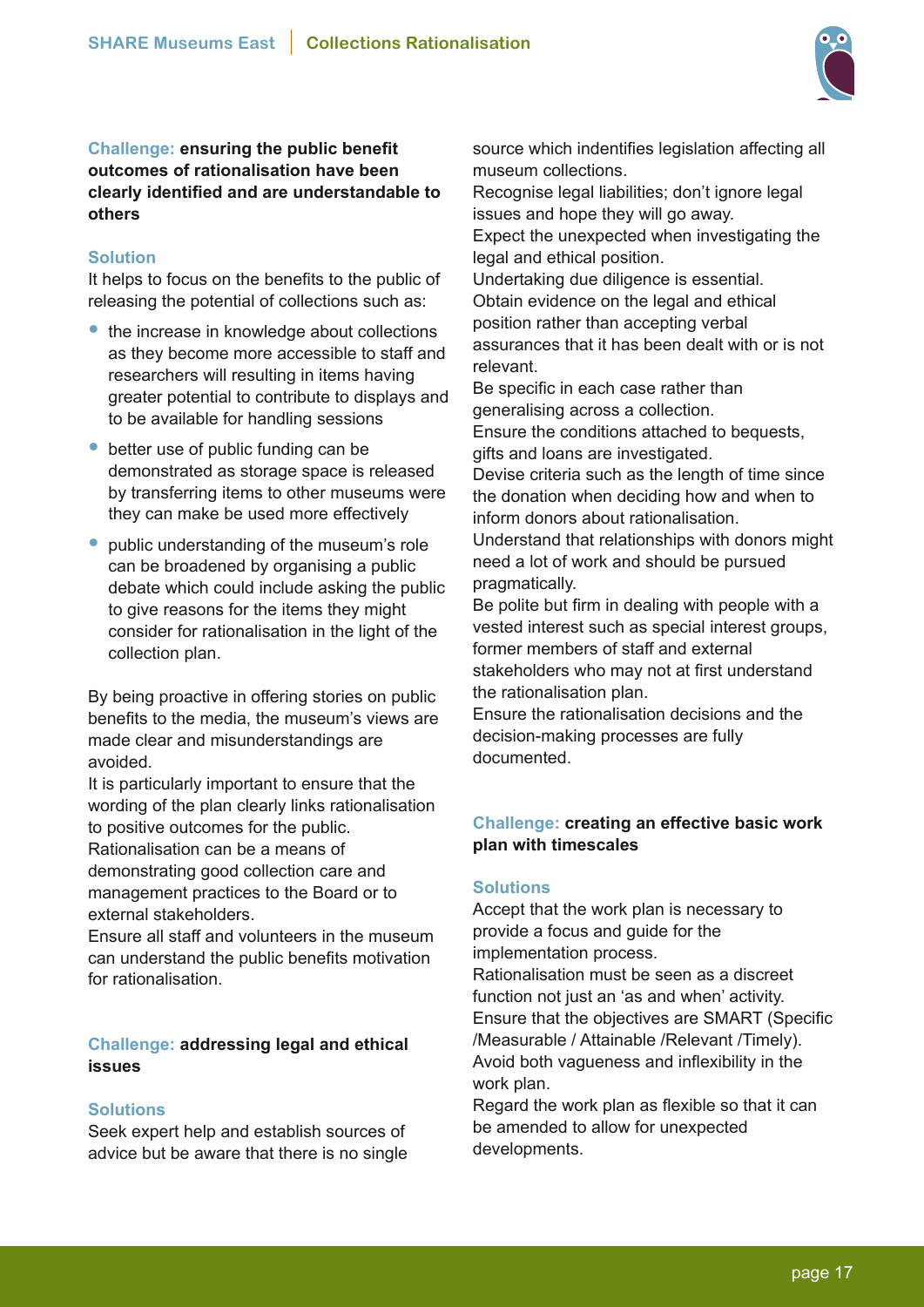**Challenge: ensuring the public benefit outcomes of rationalisation have been clearly identified and are understandable to others**

**Solution**

It helps to focus on the benefits to the public of releasing the potential of collections such as:

- the increase in knowledge about collections as they become more accessible to staff and researchers will resulting in items having greater potential to contribute to displays and to be available for handling sessions
- better use of public funding can be demonstrated as storage space is released by transferring items to other museums were they can make be used more effectively
- public understanding of the museum's role can be broadened by organising a public debate which could include asking the public to give reasons for the items they might consider for rationalisation in the light of the collection plan.

By being proactive in offering stories on public benefits to the media, the museum's views are made clear and misunderstandings are avoided.

It is particularly important to ensure that the wording of the plan clearly links rationalisation to positive outcomes for the public.

Rationalisation can be a means of demonstrating good collection care and management practices to the Board or to external stakeholders.

Ensure all staff and volunteers in the museum can understand the public benefits motivation for rationalisation.

**Challenge: addressing legal and ethical issues**

**Solutions**

Seek expert help and establish sources of advice but be aware that there is no single source which indentifies legislation affecting all museum collections.

Recognise legal liabilities; don't ignore legal issues and hope they will go away.

Expect the unexpected when investigating the legal and ethical position.

Undertaking due diligence is essential.

Obtain evidence on the legal and ethical position rather than accepting verbal assurances that it has been dealt with or is not relevant.

Be specific in each case rather than generalising across a collection.

Ensure the conditions attached to bequests, gifts and loans are investigated.

Devise criteria such as the length of time since the donation when deciding how and when to inform donors about rationalisation.

Understand that relationships with donors might need a lot of work and should be pursued pragmatically.

Be polite but firm in dealing with people with a vested interest such as special interest groups, former members of staff and external stakeholders who may not at first understand the rationalisation plan.

Ensure the rationalisation decisions and the decision-making processes are fully documented.

**Challenge: creating an effective basic work plan with timescales**

**Solutions**

Accept that the work plan is necessary to provide a focus and guide for the implementation process.

Rationalisation must be seen as a discreet function not just an 'as and when' activity.

Ensure that the objectives are SMART (Specific /Measurable / Attainable /Relevant /Timely).

Avoid both vagueness and inflexibility in the work plan.

Regard the work plan as flexible so that it can be amended to allow for unexpected developments.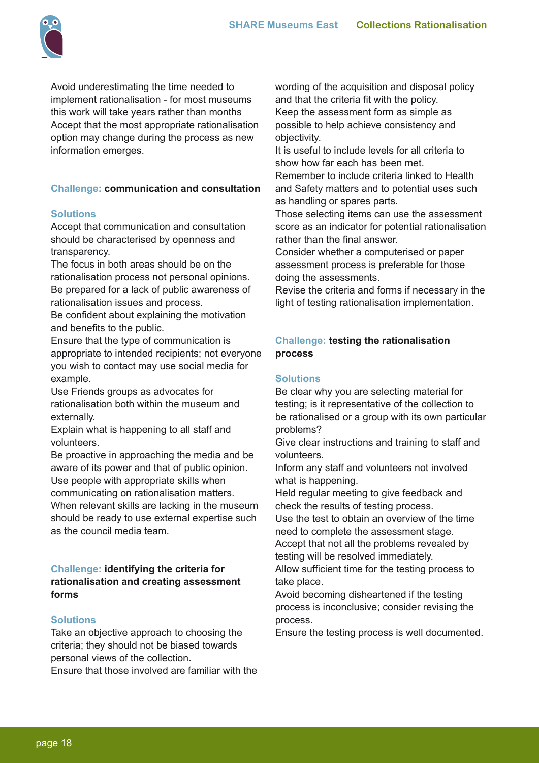Avoid underestimating the time needed to implement rationalisation - for most museums this work will take years rather than months
Accept that the most appropriate rationalisation option may change during the process as new information emerges.

### Challenge: **communication and consultation**

#### Solutions

Accept that communication and consultation should be characterised by openness and transparency.
The focus in both areas should be on the rationalisation process not personal opinions.
Be prepared for a lack of public awareness of rationalisation issues and process.
Be confident about explaining the motivation and benefits to the public.
Ensure that the type of communication is appropriate to intended recipients; not everyone you wish to contact may use social media for example.
Use Friends groups as advocates for rationalisation both within the museum and externally.
Explain what is happening to all staff and volunteers.
Be proactive in approaching the media and be aware of its power and that of public opinion.
Use people with appropriate skills when communicating on rationalisation matters.
When relevant skills are lacking in the museum should be ready to use external expertise such as the council media team.

### Challenge: **identifying the criteria for rationalisation and creating assessment forms**

#### Solutions

Take an objective approach to choosing the criteria; they should not be biased towards personal views of the collection.
Ensure that those involved are familiar with the wording of the acquisition and disposal policy and that the criteria fit with the policy.
Keep the assessment form as simple as possible to help achieve consistency and objectivity.
It is useful to include levels for all criteria to show how far each has been met.
Remember to include criteria linked to Health and Safety matters and to potential uses such as handling or spares parts.
Those selecting items can use the assessment score as an indicator for potential rationalisation rather than the final answer.
Consider whether a computerised or paper assessment process is preferable for those doing the assessments.
Revise the criteria and forms if necessary in the light of testing rationalisation implementation.

### Challenge: **testing the rationalisation process**

#### Solutions

Be clear why you are selecting material for testing; is it representative of the collection to be rationalised or a group with its own particular problems?
Give clear instructions and training to staff and volunteers.
Inform any staff and volunteers not involved what is happening.
Held regular meeting to give feedback and check the results of testing process.
Use the test to obtain an overview of the time need to complete the assessment stage.
Accept that not all the problems revealed by testing will be resolved immediately.
Allow sufficient time for the testing process to take place.
Avoid becoming disheartened if the testing process is inconclusive; consider revising the process.
Ensure the testing process is well documented.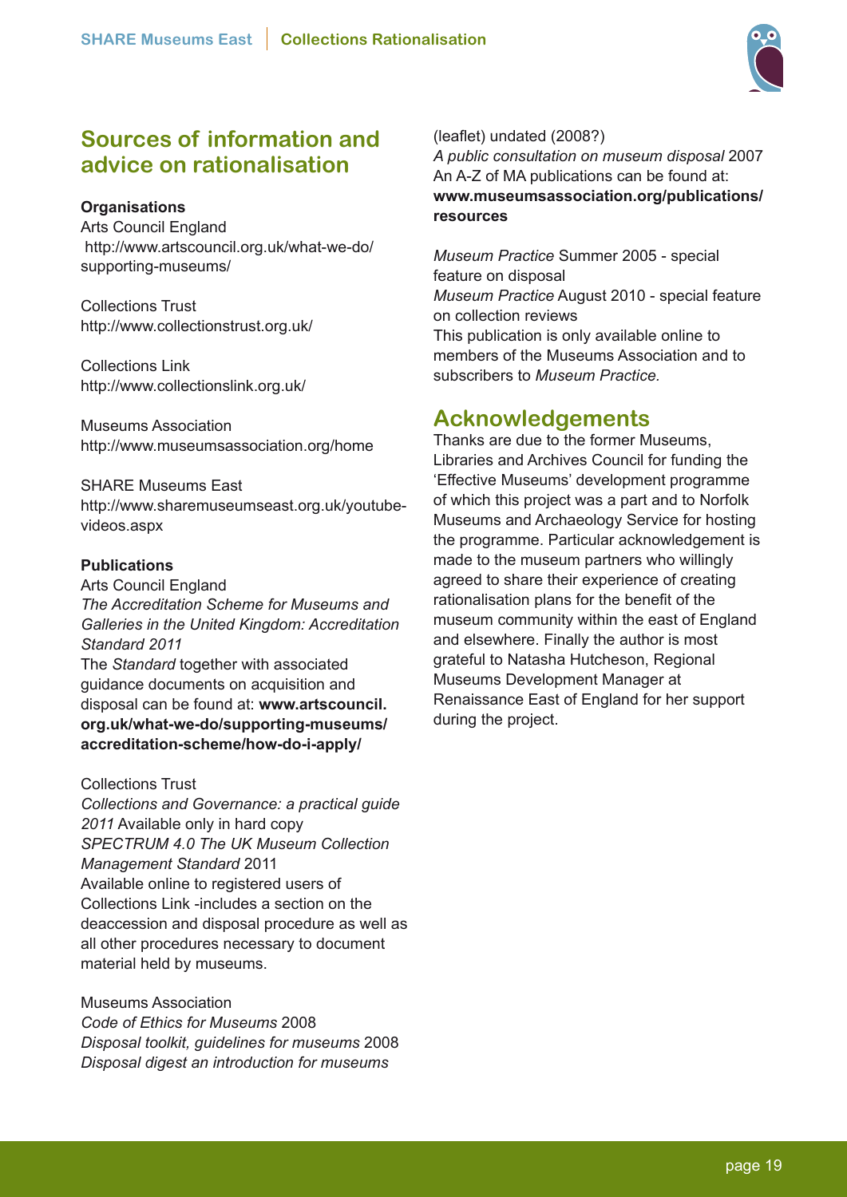## Sources of information and advice on rationalisation

**Organisations**

Arts Council England
http://www.artscouncil.org.uk/what-we-do/supporting-museums/

Collections Trust
http://www.collectionstrust.org.uk/

Collections Link
http://www.collectionslink.org.uk/

Museums Association
http://www.museumsassociation.org/home

SHARE Museums East
http://www.sharemuseumseast.org.uk/youtube-videos.aspx

**Publications**

Arts Council England
*The Accreditation Scheme for Museums and Galleries in the United Kingdom: Accreditation Standard 2011*
The *Standard* together with associated guidance documents on acquisition and disposal can be found at: **www.artscouncil.org.uk/what-we-do/supporting-museums/accreditation-scheme/how-do-i-apply/**

Collections Trust
*Collections and Governance: a practical guide 2011* Available only in hard copy
*SPECTRUM 4.0 The UK Museum Collection Management Standard* 2011
Available online to registered users of Collections Link -includes a section on the deaccession and disposal procedure as well as all other procedures necessary to document material held by museums.

Museums Association
*Code of Ethics for Museums* 2008
*Disposal toolkit, guidelines for museums* 2008
*Disposal digest an introduction for museums* (leaflet) undated (2008?)
*A public consultation on museum disposal* 2007
An A-Z of MA publications can be found at: **www.museumsassociation.org/publications/resources**

*Museum Practice* Summer 2005 - special feature on disposal
*Museum Practice* August 2010 - special feature on collection reviews
This publication is only available online to members of the Museums Association and to subscribers to *Museum Practice.*

## Acknowledgements

Thanks are due to the former Museums, Libraries and Archives Council for funding the 'Effective Museums' development programme of which this project was a part and to Norfolk Museums and Archaeology Service for hosting the programme. Particular acknowledgement is made to the museum partners who willingly agreed to share their experience of creating rationalisation plans for the benefit of the museum community within the east of England and elsewhere. Finally the author is most grateful to Natasha Hutcheson, Regional Museums Development Manager at Renaissance East of England for her support during the project.